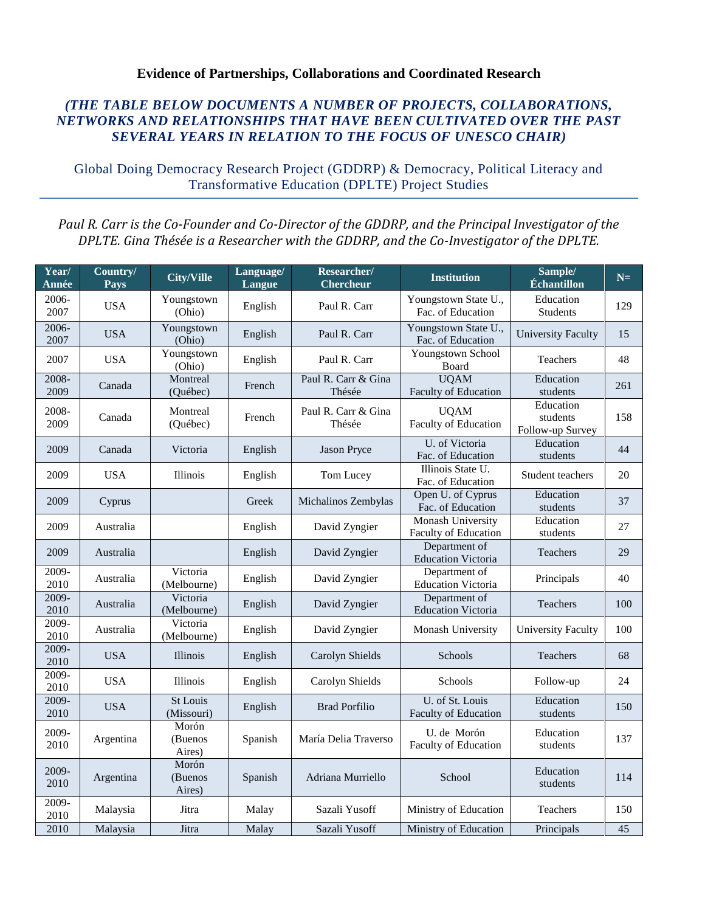**Evidence of Partnerships, Collaborations and Coordinated Research**

***(THE TABLE BELOW DOCUMENTS A NUMBER OF PROJECTS, COLLABORATIONS, NETWORKS AND RELATIONSHIPS THAT HAVE BEEN CULTIVATED OVER THE PAST SEVERAL YEARS IN RELATION TO THE FOCUS OF UNESCO CHAIR)***

## Global Doing Democracy Research Project (GDDRP) & Democracy, Political Literacy and Transformative Education (DPLTE) Project Studies

*Paul R. Carr is the Co-Founder and Co-Director of the GDDRP, and the Principal Investigator of the DPLTE. Gina Thésée is a Researcher with the GDDRP, and the Co-Investigator of the DPLTE.*

| Year/ Année | Country/ Pays | City/Ville | Language/ Langue | Researcher/ Chercheur | Institution | Sample/ Échantillon | N= |
|---|---|---|---|---|---|---|---|
| 2006-2007 | USA | Youngstown (Ohio) | English | Paul R. Carr | Youngstown State U., Fac. of Education | Education Students | 129 |
| 2006-2007 | USA | Youngstown (Ohio) | English | Paul R. Carr | Youngstown State U., Fac. of Education | University Faculty | 15 |
| 2007 | USA | Youngstown (Ohio) | English | Paul R. Carr | Youngstown School Board | Teachers | 48 |
| 2008-2009 | Canada | Montreal (Québec) | French | Paul R. Carr & Gina Thésée | UQAM Faculty of Education | Education students | 261 |
| 2008-2009 | Canada | Montreal (Québec) | French | Paul R. Carr & Gina Thésée | UQAM Faculty of Education | Education students Follow-up Survey | 158 |
| 2009 | Canada | Victoria | English | Jason Pryce | U. of Victoria Fac. of Education | Education students | 44 |
| 2009 | USA | Illinois | English | Tom Lucey | Illinois State U. Fac. of Education | Student teachers | 20 |
| 2009 | Cyprus | | Greek | Michalinos Zembylas | Open U. of Cyprus Fac. of Education | Education students | 37 |
| 2009 | Australia | | English | David Zyngier | Monash University Faculty of Education | Education students | 27 |
| 2009 | Australia | | English | David Zyngier | Department of Education Victoria | Teachers | 29 |
| 2009-2010 | Australia | Victoria (Melbourne) | English | David Zyngier | Department of Education Victoria | Principals | 40 |
| 2009-2010 | Australia | Victoria (Melbourne) | English | David Zyngier | Department of Education Victoria | Teachers | 100 |
| 2009-2010 | Australia | Victoria (Melbourne) | English | David Zyngier | Monash University | University Faculty | 100 |
| 2009-2010 | USA | Illinois | English | Carolyn Shields | Schools | Teachers | 68 |
| 2009-2010 | USA | Illinois | English | Carolyn Shields | Schools | Follow-up | 24 |
| 2009-2010 | USA | St Louis (Missouri) | English | Brad Porfilio | U. of St. Louis Faculty of Education | Education students | 150 |
| 2009-2010 | Argentina | Morón (Buenos Aires) | Spanish | María Delia Traverso | U. de Morón Faculty of Education | Education students | 137 |
| 2009-2010 | Argentina | Morón (Buenos Aires) | Spanish | Adriana Murriello | School | Education students | 114 |
| 2009-2010 | Malaysia | Jitra | Malay | Sazali Yusoff | Ministry of Education | Teachers | 150 |
| 2010 | Malaysia | Jitra | Malay | Sazali Yusoff | Ministry of Education | Principals | 45 |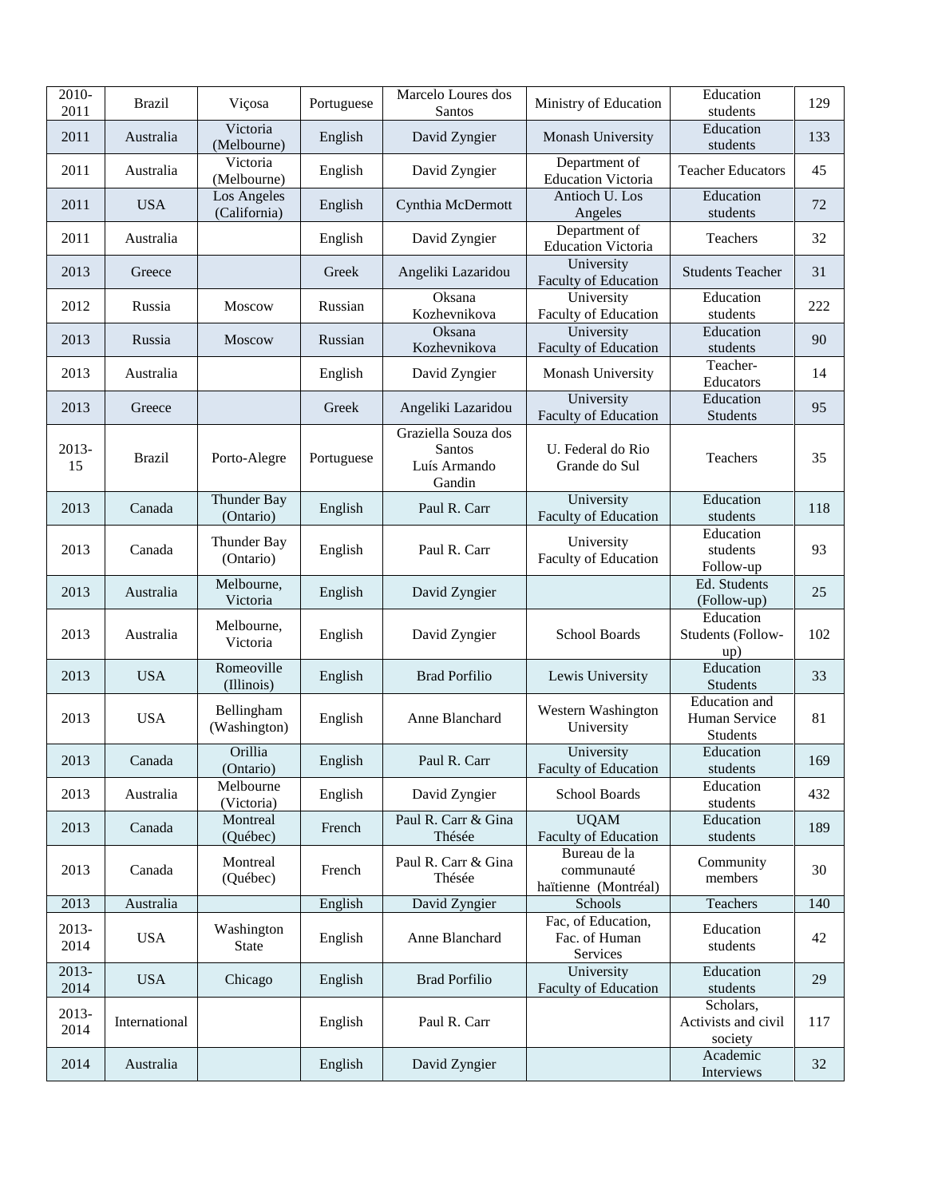| 2010-2011 | Brazil | Viçosa | Portuguese | Marcelo Loures dos Santos | Ministry of Education | Education students | 129 |
|---|---|---|---|---|---|---|---|
| 2011 | Australia | Victoria (Melbourne) | English | David Zyngier | Monash University | Education students | 133 |
| 2011 | Australia | Victoria (Melbourne) | English | David Zyngier | Department of Education Victoria | Teacher Educators | 45 |
| 2011 | USA | Los Angeles (California) | English | Cynthia McDermott | Antioch U. Los Angeles | Education students | 72 |
| 2011 | Australia | | English | David Zyngier | Department of Education Victoria | Teachers | 32 |
| 2013 | Greece | | Greek | Angeliki Lazaridou | University Faculty of Education | Students Teacher | 31 |
| 2012 | Russia | Moscow | Russian | Oksana Kozhevnikova | University Faculty of Education | Education students | 222 |
| 2013 | Russia | Moscow | Russian | Oksana Kozhevnikova | University Faculty of Education | Education students | 90 |
| 2013 | Australia | | English | David Zyngier | Monash University | Teacher-Educators | 14 |
| 2013 | Greece | | Greek | Angeliki Lazaridou | University Faculty of Education | Education Students | 95 |
| 2013-15 | Brazil | Porto-Alegre | Portuguese | Graziella Souza dos Santos Luís Armando Gandin | U. Federal do Rio Grande do Sul | Teachers | 35 |
| 2013 | Canada | Thunder Bay (Ontario) | English | Paul R. Carr | University Faculty of Education | Education students | 118 |
| 2013 | Canada | Thunder Bay (Ontario) | English | Paul R. Carr | University Faculty of Education | Education students Follow-up | 93 |
| 2013 | Australia | Melbourne, Victoria | English | David Zyngier | | Ed. Students (Follow-up) | 25 |
| 2013 | Australia | Melbourne, Victoria | English | David Zyngier | School Boards | Education Students (Follow-up) | 102 |
| 2013 | USA | Romeoville (Illinois) | English | Brad Porfilio | Lewis University | Education Students | 33 |
| 2013 | USA | Bellingham (Washington) | English | Anne Blanchard | Western Washington University | Education and Human Service Students | 81 |
| 2013 | Canada | Orillia (Ontario) | English | Paul R. Carr | University Faculty of Education | Education students | 169 |
| 2013 | Australia | Melbourne (Victoria) | English | David Zyngier | School Boards | Education students | 432 |
| 2013 | Canada | Montreal (Québec) | French | Paul R. Carr & Gina Thésée | UQAM Faculty of Education | Education students | 189 |
| 2013 | Canada | Montreal (Québec) | French | Paul R. Carr & Gina Thésée | Bureau de la communauté haïtienne (Montréal) | Community members | 30 |
| 2013 | Australia | | English | David Zyngier | Schools | Teachers | 140 |
| 2013-2014 | USA | Washington State | English | Anne Blanchard | Fac, of Education, Fac. of Human Services | Education students | 42 |
| 2013-2014 | USA | Chicago | English | Brad Porfilio | University Faculty of Education | Education students | 29 |
| 2013-2014 | International | | English | Paul R. Carr | | Scholars, Activists and civil society | 117 |
| 2014 | Australia | | English | David Zyngier | | Academic Interviews | 32 |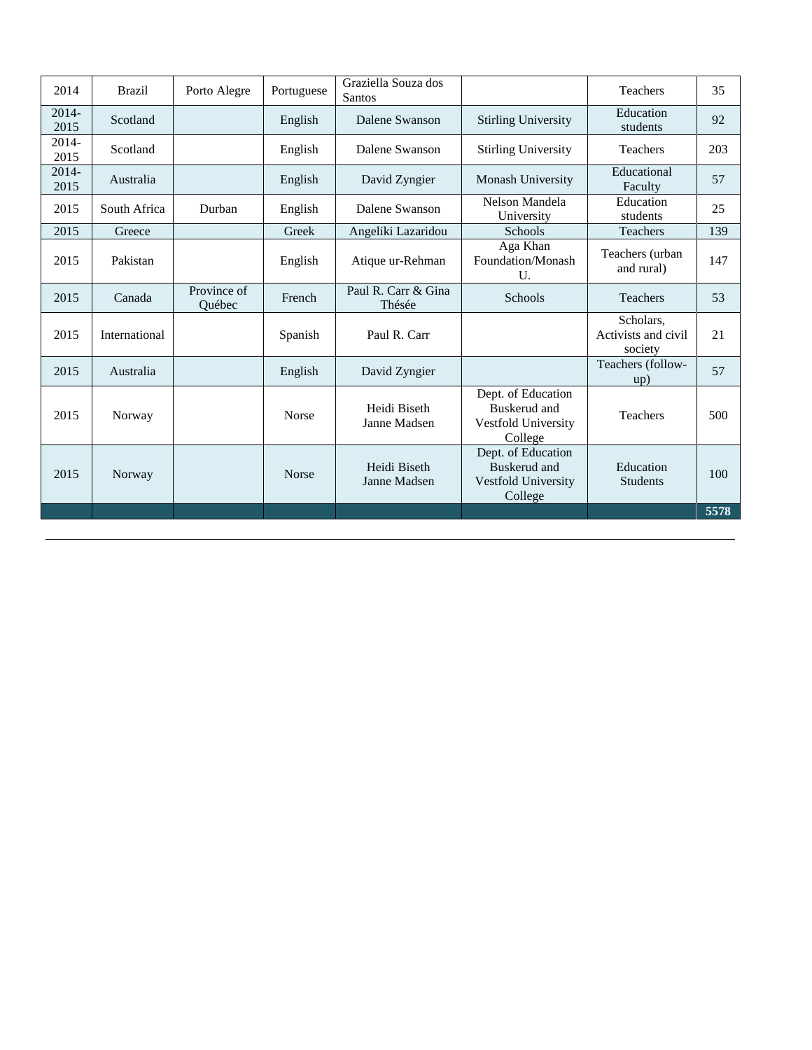| | | | | | | | |
|---|---|---|---|---|---|---|---|
| 2014 | Brazil | Porto Alegre | Portuguese | Graziella Souza dos Santos | | Teachers | 35 |
| 2014-2015 | Scotland | | English | Dalene Swanson | Stirling University | Education students | 92 |
| 2014-2015 | Scotland | | English | Dalene Swanson | Stirling University | Teachers | 203 |
| 2014-2015 | Australia | | English | David Zyngier | Monash University | Educational Faculty | 57 |
| 2015 | South Africa | Durban | English | Dalene Swanson | Nelson Mandela University | Education students | 25 |
| 2015 | Greece | | Greek | Angeliki Lazaridou | Schools | Teachers | 139 |
| 2015 | Pakistan | | English | Atique ur-Rehman | Aga Khan Foundation/Monash U. | Teachers (urban and rural) | 147 |
| 2015 | Canada | Province of Québec | French | Paul R. Carr & Gina Thésée | Schools | Teachers | 53 |
| 2015 | International | | Spanish | Paul R. Carr | | Scholars, Activists and civil society | 21 |
| 2015 | Australia | | English | David Zyngier | | Teachers (follow-up) | 57 |
| 2015 | Norway | | Norse | Heidi Biseth Janne Madsen | Dept. of Education Buskerud and Vestfold University College | Teachers | 500 |
| 2015 | Norway | | Norse | Heidi Biseth Janne Madsen | Dept. of Education Buskerud and Vestfold University College | Education Students | 100 |
| | | | | | | | **5578** |